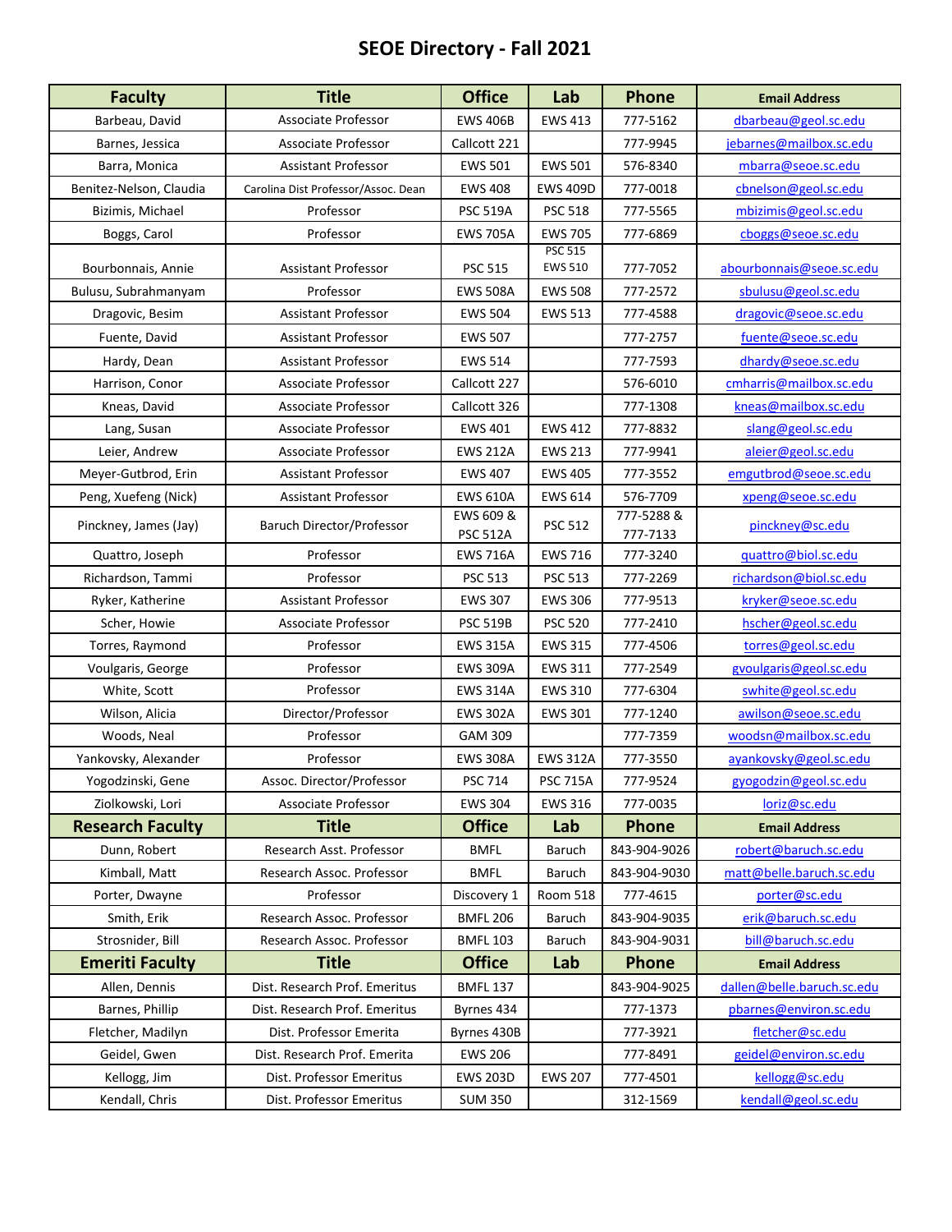# SEOE Directory - Fall 2021

| Faculty | Title | Office | Lab | Phone | Email Address |
|---|---|---|---|---|---|
| Barbeau, David | Associate Professor | EWS 406B | EWS 413 | 777-5162 | dbarbeau@geol.sc.edu |
| Barnes, Jessica | Associate Professor | Callcott 221 | | 777-9945 | jebarnes@mailbox.sc.edu |
| Barra, Monica | Assistant Professor | EWS 501 | EWS 501 | 576-8340 | mbarra@seoe.sc.edu |
| Benitez-Nelson, Claudia | Carolina Dist Professor/Assoc. Dean | EWS 408 | EWS 409D | 777-0018 | cbnelson@geol.sc.edu |
| Bizimis, Michael | Professor | PSC 519A | PSC 518 | 777-5565 | mbizimis@geol.sc.edu |
| Boggs, Carol | Professor | EWS 705A | EWS 705 | 777-6869 | cboggs@seoe.sc.edu |
| Bourbonnais, Annie | Assistant Professor | PSC 515 | PSC 515 EWS 510 | 777-7052 | abourbonnais@seoe.sc.edu |
| Bulusu, Subrahmanyam | Professor | EWS 508A | EWS 508 | 777-2572 | sbulusu@geol.sc.edu |
| Dragovic, Besim | Assistant Professor | EWS 504 | EWS 513 | 777-4588 | dragovic@seoe.sc.edu |
| Fuente, David | Assistant Professor | EWS 507 | | 777-2757 | fuente@seoe.sc.edu |
| Hardy, Dean | Assistant Professor | EWS 514 | | 777-7593 | dhardy@seoe.sc.edu |
| Harrison, Conor | Associate Professor | Callcott 227 | | 576-6010 | cmharris@mailbox.sc.edu |
| Kneas, David | Associate Professor | Callcott 326 | | 777-1308 | kneas@mailbox.sc.edu |
| Lang, Susan | Associate Professor | EWS 401 | EWS 412 | 777-8832 | slang@geol.sc.edu |
| Leier, Andrew | Associate Professor | EWS 212A | EWS 213 | 777-9941 | aleier@geol.sc.edu |
| Meyer-Gutbrod, Erin | Assistant Professor | EWS 407 | EWS 405 | 777-3552 | emgutbrod@seoe.sc.edu |
| Peng, Xuefeng (Nick) | Assistant Professor | EWS 610A | EWS 614 | 576-7709 | xpeng@seoe.sc.edu |
| Pinckney, James (Jay) | Baruch Director/Professor | EWS 609 & PSC 512A | PSC 512 | 777-5288 & 777-7133 | pinckney@sc.edu |
| Quattro, Joseph | Professor | EWS 716A | EWS 716 | 777-3240 | quattro@biol.sc.edu |
| Richardson, Tammi | Professor | PSC 513 | PSC 513 | 777-2269 | richardson@biol.sc.edu |
| Ryker, Katherine | Assistant Professor | EWS 307 | EWS 306 | 777-9513 | kryker@seoe.sc.edu |
| Scher, Howie | Associate Professor | PSC 519B | PSC 520 | 777-2410 | hscher@geol.sc.edu |
| Torres, Raymond | Professor | EWS 315A | EWS 315 | 777-4506 | torres@geol.sc.edu |
| Voulgaris, George | Professor | EWS 309A | EWS 311 | 777-2549 | gvoulgaris@geol.sc.edu |
| White, Scott | Professor | EWS 314A | EWS 310 | 777-6304 | swhite@geol.sc.edu |
| Wilson, Alicia | Director/Professor | EWS 302A | EWS 301 | 777-1240 | awilson@seoe.sc.edu |
| Woods, Neal | Professor | GAM 309 | | 777-7359 | woodsn@mailbox.sc.edu |
| Yankovsky, Alexander | Professor | EWS 308A | EWS 312A | 777-3550 | ayankovsky@geol.sc.edu |
| Yogodzinski, Gene | Assoc. Director/Professor | PSC 714 | PSC 715A | 777-9524 | gyogodzin@geol.sc.edu |
| Ziolkowski, Lori | Associate Professor | EWS 304 | EWS 316 | 777-0035 | loriz@sc.edu |
| **Research Faculty** | **Title** | **Office** | **Lab** | **Phone** | **Email Address** |
| Dunn, Robert | Research Asst. Professor | BMFL | Baruch | 843-904-9026 | robert@baruch.sc.edu |
| Kimball, Matt | Research Assoc. Professor | BMFL | Baruch | 843-904-9030 | matt@belle.baruch.sc.edu |
| Porter, Dwayne | Professor | Discovery 1 | Room 518 | 777-4615 | porter@sc.edu |
| Smith, Erik | Research Assoc. Professor | BMFL 206 | Baruch | 843-904-9035 | erik@baruch.sc.edu |
| Strosnider, Bill | Research Assoc. Professor | BMFL 103 | Baruch | 843-904-9031 | bill@baruch.sc.edu |
| **Emeriti Faculty** | **Title** | **Office** | **Lab** | **Phone** | **Email Address** |
| Allen, Dennis | Dist. Research Prof. Emeritus | BMFL 137 | | 843-904-9025 | dallen@belle.baruch.sc.edu |
| Barnes, Phillip | Dist. Research Prof. Emeritus | Byrnes 434 | | 777-1373 | pbarnes@environ.sc.edu |
| Fletcher, Madilyn | Dist. Professor Emerita | Byrnes 430B | | 777-3921 | fletcher@sc.edu |
| Geidel, Gwen | Dist. Research Prof. Emerita | EWS 206 | | 777-8491 | geidel@environ.sc.edu |
| Kellogg, Jim | Dist. Professor Emeritus | EWS 203D | EWS 207 | 777-4501 | kellogg@sc.edu |
| Kendall, Chris | Dist. Professor Emeritus | SUM 350 | | 312-1569 | kendall@geol.sc.edu |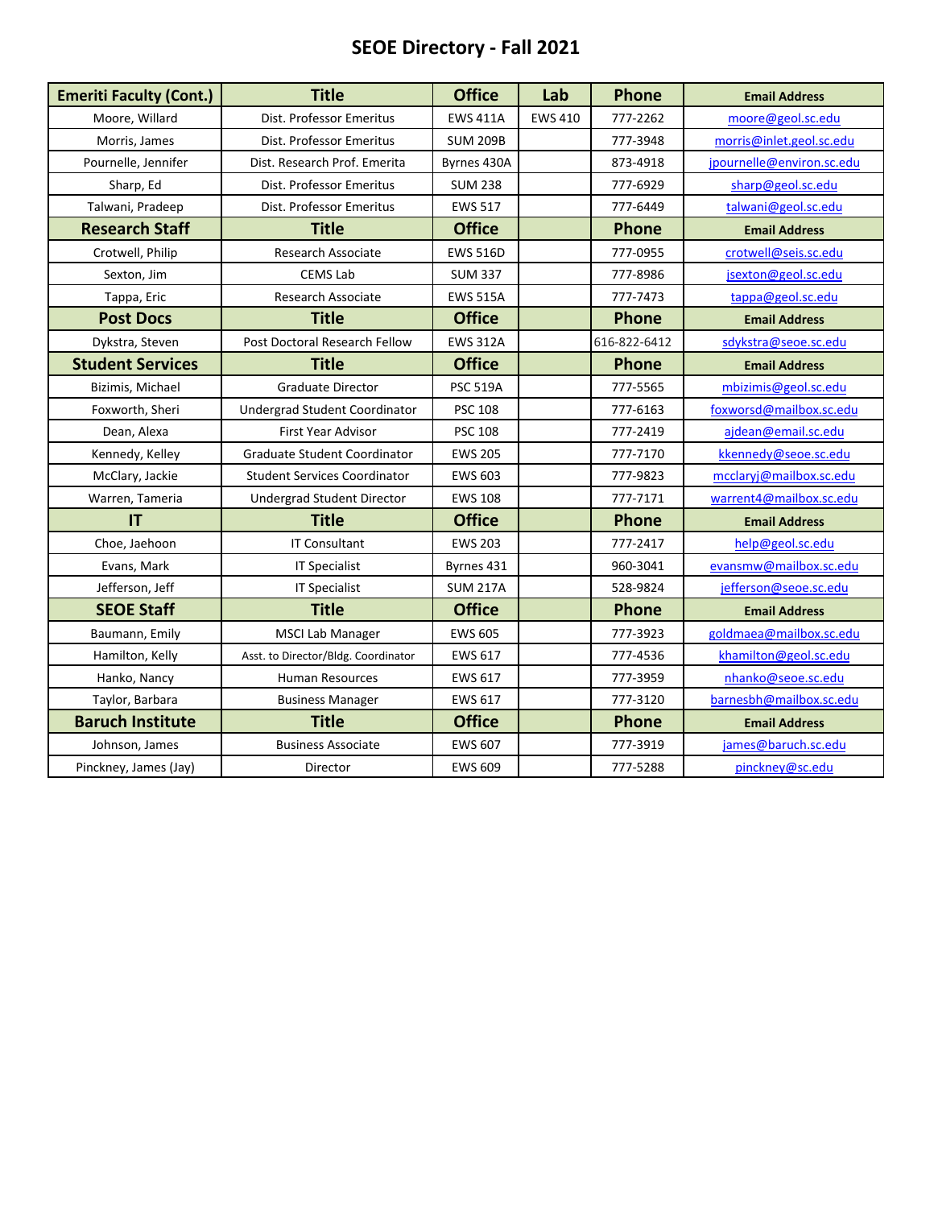# SEOE Directory - Fall 2021

| Emeriti Faculty (Cont.) | Title | Office | Lab | Phone | Email Address |
|---|---|---|---|---|---|
| Moore, Willard | Dist. Professor Emeritus | EWS 411A | EWS 410 | 777-2262 | moore@geol.sc.edu |
| Morris, James | Dist. Professor Emeritus | SUM 209B | | 777-3948 | morris@inlet.geol.sc.edu |
| Pournelle, Jennifer | Dist. Research Prof. Emerita | Byrnes 430A | | 873-4918 | jpournelle@environ.sc.edu |
| Sharp, Ed | Dist. Professor Emeritus | SUM 238 | | 777-6929 | sharp@geol.sc.edu |
| Talwani, Pradeep | Dist. Professor Emeritus | EWS 517 | | 777-6449 | talwani@geol.sc.edu |
| **Research Staff** | **Title** | **Office** | | **Phone** | **Email Address** |
| Crotwell, Philip | Research Associate | EWS 516D | | 777-0955 | crotwell@seis.sc.edu |
| Sexton, Jim | CEMS Lab | SUM 337 | | 777-8986 | jsexton@geol.sc.edu |
| Tappa, Eric | Research Associate | EWS 515A | | 777-7473 | tappa@geol.sc.edu |
| **Post Docs** | **Title** | **Office** | | **Phone** | **Email Address** |
| Dykstra, Steven | Post Doctoral Research Fellow | EWS 312A | | 616-822-6412 | sdykstra@seoe.sc.edu |
| **Student Services** | **Title** | **Office** | | **Phone** | **Email Address** |
| Bizimis, Michael | Graduate Director | PSC 519A | | 777-5565 | mbizimis@geol.sc.edu |
| Foxworth, Sheri | Undergrad Student Coordinator | PSC 108 | | 777-6163 | foxworsd@mailbox.sc.edu |
| Dean, Alexa | First Year Advisor | PSC 108 | | 777-2419 | ajdean@email.sc.edu |
| Kennedy, Kelley | Graduate Student Coordinator | EWS 205 | | 777-7170 | kkennedy@seoe.sc.edu |
| McClary, Jackie | Student Services Coordinator | EWS 603 | | 777-9823 | mcclaryj@mailbox.sc.edu |
| Warren, Tameria | Undergrad Student Director | EWS 108 | | 777-7171 | warrent4@mailbox.sc.edu |
| **IT** | **Title** | **Office** | | **Phone** | **Email Address** |
| Choe, Jaehoon | IT Consultant | EWS 203 | | 777-2417 | help@geol.sc.edu |
| Evans, Mark | IT Specialist | Byrnes 431 | | 960-3041 | evansmw@mailbox.sc.edu |
| Jefferson, Jeff | IT Specialist | SUM 217A | | 528-9824 | jefferson@seoe.sc.edu |
| **SEOE Staff** | **Title** | **Office** | | **Phone** | **Email Address** |
| Baumann, Emily | MSCI Lab Manager | EWS 605 | | 777-3923 | goldmaea@mailbox.sc.edu |
| Hamilton, Kelly | Asst. to Director/Bldg. Coordinator | EWS 617 | | 777-4536 | khamilton@geol.sc.edu |
| Hanko, Nancy | Human Resources | EWS 617 | | 777-3959 | nhanko@seoe.sc.edu |
| Taylor, Barbara | Business Manager | EWS 617 | | 777-3120 | barnesbh@mailbox.sc.edu |
| **Baruch Institute** | **Title** | **Office** | | **Phone** | **Email Address** |
| Johnson, James | Business Associate | EWS 607 | | 777-3919 | james@baruch.sc.edu |
| Pinckney, James (Jay) | Director | EWS 609 | | 777-5288 | pinckney@sc.edu |